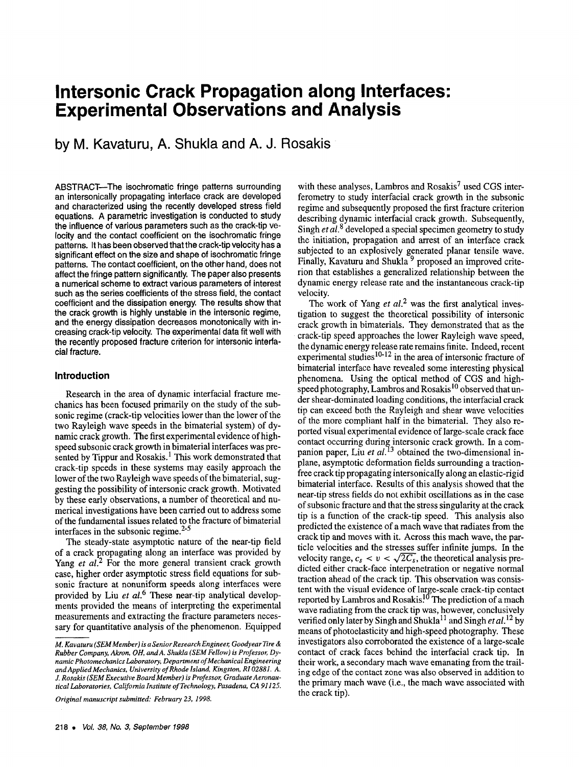# Intersonic Crack Propagation along Interfaces: Experimental Observations and Analysis

by M. Kavaturu, A. Shukla and A. J. Rosakis

ABSTRACT—The isochromatic fringe patterns surrounding an intersonically propagating interface crack are developed and characterized using the recently developed stress field equations. A parametric investigation is conducted to study the influence of various parameters such as the crack-tip velocity and the contact coefficient on the isochromatic fringe patterns. It has been observed that the crack-tip velocity has a significant effect on the size and shape of isochromatic fringe patterns. The contact coefficient, on the other hand, does not affect the fringe pattern significantly. The paper also presents a numerical scheme to extract various parameters of interest such as the series coefficients of the stress field, the contact coefficient and the dissipation energy. The results show that the crack growth is highly unstable in the intersonic regime, and the energy dissipation decreases monotonically with increasing crack-tip velocity. The experimental data fit well with the recently proposed fracture criterion for intersonic interfacial fracture.

## Introduction

Research in the area of dynamic interfacial fracture mechanics has been focused primarily on the study of the subsonic regime (crack-tip velocities lower than the lower of the two Rayleigh wave speeds in the bimaterial system) of dynamic crack growth. The first experimental evidence of high-speed subsonic crack growth in bimaterial interfaces was presented by Tippur and Rosakis.[1] This work demonstrated that crack-tip speeds in these systems may easily approach the lower of the two Rayleigh wave speeds of the bimaterial, suggesting the possibility of intersonic crack growth. Motivated by these early observations, a number of theoretical and numerical investigations have been carried out to address some of the fundamental issues related to the fracture of bimaterial interfaces in the subsonic regime.[2-5]

The steady-state asymptotic nature of the near-tip field of a crack propagating along an interface was provided by Yang *et al.*[2] For the more general transient crack growth case, higher order asymptotic stress field equations for subsonic fracture at nonuniform speeds along interfaces were provided by Liu *et al.*[6] These near-tip analytical developments provided the means of interpreting the experimental measurements and extracting the fracture parameters necessary for quantitative analysis of the phenomenon. Equipped with these analyses, Lambros and Rosakis[7] used CGS interferometry to study interfacial crack growth in the subsonic regime and subsequently proposed the first fracture criterion describing dynamic interfacial crack growth. Subsequently, Singh *et al.*[8] developed a special specimen geometry to study the initiation, propagation and arrest of an interface crack subjected to an explosively generated planar tensile wave. Finally, Kavaturu and Shukla[9] proposed an improved criterion that establishes a generalized relationship between the dynamic energy release rate and the instantaneous crack-tip velocity.

The work of Yang *et al.*[2] was the first analytical investigation to suggest the theoretical possibility of intersonic crack growth in bimaterials. They demonstrated that as the crack-tip speed approaches the lower Rayleigh wave speed, the dynamic energy release rate remains finite. Indeed, recent experimental studies[10-12] in the area of intersonic fracture of bimaterial interface have revealed some interesting physical phenomena. Using the optical method of CGS and high-speed photography, Lambros and Rosakis[10] observed that under shear-dominated loading conditions, the interfacial crack tip can exceed both the Rayleigh and shear wave velocities of the more compliant half in the bimaterial. They also reported visual experimental evidence of large-scale crack face contact occurring during intersonic crack growth. In a companion paper, Liu *et al.*[13] obtained the two-dimensional in-plane, asymptotic deformation fields surrounding a traction-free crack tip propagating intersonically along an elastic-rigid bimaterial interface. Results of this analysis showed that the near-tip stress fields do not exhibit oscillations as in the case of subsonic fracture and that the stress singularity at the crack tip is a function of the crack-tip speed. This analysis also predicted the existence of a mach wave that radiates from the crack tip and moves with it. Across this mach wave, the particle velocities and the stresses suffer infinite jumps. In the velocity range, $c_s < v < \sqrt{2C_s}$, the theoretical analysis predicted either crack-face interpenetration or negative normal traction ahead of the crack tip. This observation was consistent with the visual evidence of large-scale crack-tip contact reported by Lambros and Rosakis.[10] The prediction of a mach wave radiating from the crack tip was, however, conclusively verified only later by Singh and Shukla[11] and Singh *et al.*[12] by means of photoelasticity and high-speed photography. These investigators also corroborated the existence of a large-scale contact of crack faces behind the interfacial crack tip. In their work, a secondary mach wave emanating from the trailing edge of the contact zone was also observed in addition to the primary mach wave (i.e., the mach wave associated with the crack tip).

*M. Kavaturu (SEM Member) is a Senior Research Engineer, Goodyear Tire & Rubber Company, Akron, OH, and A. Shukla (SEM Fellow) is Professor, Dynamic Photomechanics Laboratory, Department of Mechanical Engineering and Applied Mechanics, University of Rhode Island, Kingston, RI 02881. A. J. Rosakis (SEM Executive Board Member) is Professor, Graduate Aeronautical Laboratories, California Institute of Technology, Pasadena, CA 91125.*

*Original manuscript submitted: February 23, 1998.*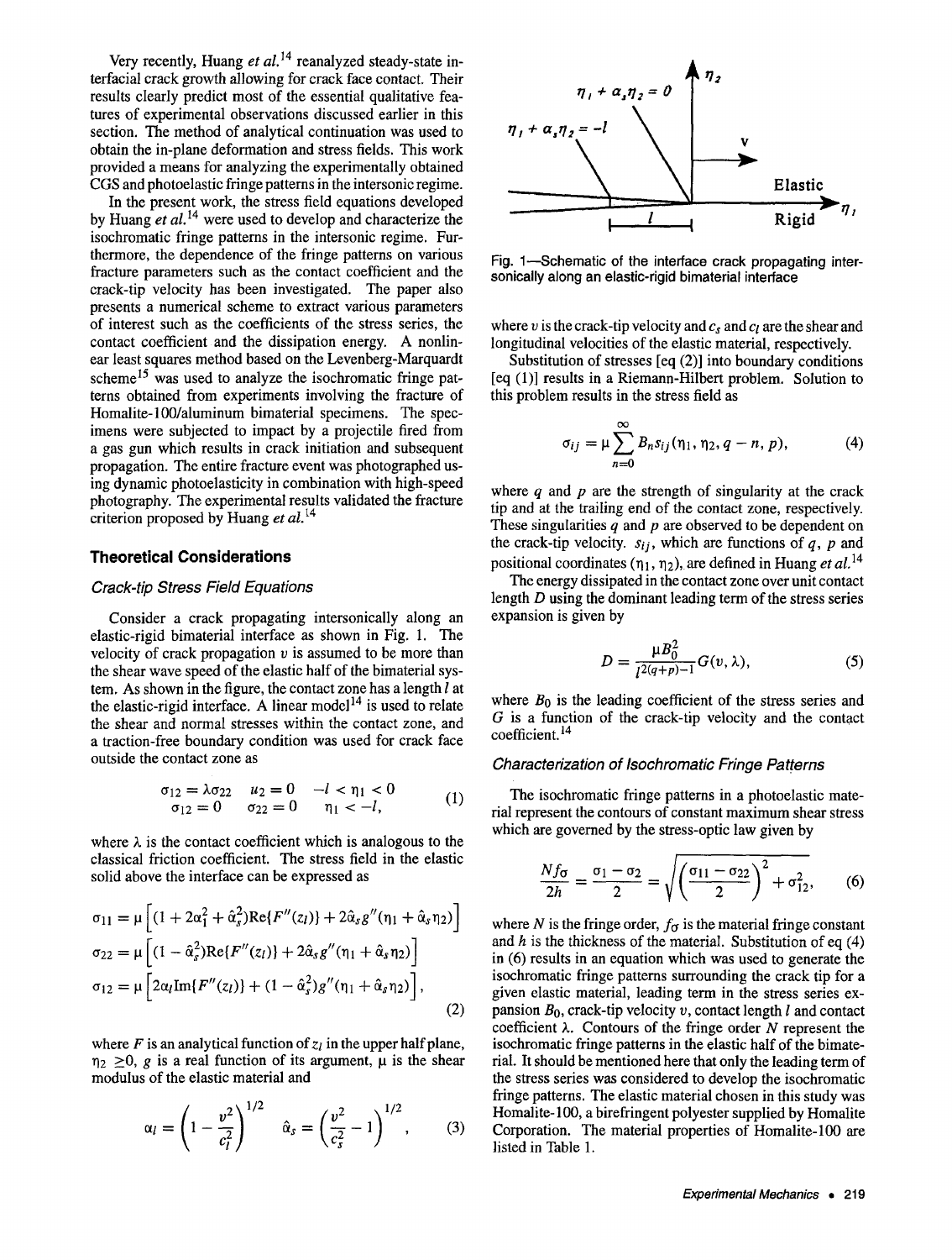Very recently, Huang *et al.*[14] reanalyzed steady-state interfacial crack growth allowing for crack face contact. Their results clearly predict most of the essential qualitative features of experimental observations discussed earlier in this section. The method of analytical continuation was used to obtain the in-plane deformation and stress fields. This work provided a means for analyzing the experimentally obtained CGS and photoelastic fringe patterns in the intersonic regime.

In the present work, the stress field equations developed by Huang *et al.*[14] were used to develop and characterize the isochromatic fringe patterns in the intersonic regime. Furthermore, the dependence of the fringe patterns on various fracture parameters such as the contact coefficient and the crack-tip velocity has been investigated. The paper also presents a numerical scheme to extract various parameters of interest such as the coefficients of the stress series, the contact coefficient and the dissipation energy. A nonlinear least squares method based on the Levenberg-Marquardt scheme[15] was used to analyze the isochromatic fringe patterns obtained from experiments involving the fracture of Homalite-100/aluminum bimaterial specimens. The specimens were subjected to impact by a projectile fired from a gas gun which results in crack initiation and subsequent propagation. The entire fracture event was photographed using dynamic photoelasticity in combination with high-speed photography. The experimental results validated the fracture criterion proposed by Huang *et al.*[14]

## Theoretical Considerations

### Crack-tip Stress Field Equations

Consider a crack propagating intersonically along an elastic-rigid bimaterial interface as shown in Fig. 1. The velocity of crack propagation $v$ is assumed to be more than the shear wave speed of the elastic half of the bimaterial system. As shown in the figure, the contact zone has a length $l$ at the elastic-rigid interface. A linear model[14] is used to relate the shear and normal stresses within the contact zone, and a traction-free boundary condition was used for crack face outside the contact zone as

$$\begin{array}{lll} \sigma_{12} = \lambda\sigma_{22} & u_2 = 0 & -l < \eta_1 < 0 \\ \sigma_{12} = 0 & \sigma_{22} = 0 & \eta_1 < -l, \end{array} \tag{1}$$

where $\lambda$ is the contact coefficient which is analogous to the classical friction coefficient. The stress field in the elastic solid above the interface can be expressed as

$$\begin{aligned} \sigma_{11} &= \mu\left[(1 + 2\alpha_l^2 + \hat{\alpha}_s^2)\mathrm{Re}\{F''(z_l)\} + 2\hat{\alpha}_s g''(\eta_1 + \hat{\alpha}_s\eta_2)\right] \\ \sigma_{22} &= \mu\left[(1 - \hat{\alpha}_s^2)\mathrm{Re}\{F''(z_l)\} + 2\hat{\alpha}_s g''(\eta_1 + \hat{\alpha}_s\eta_2)\right] \\ \sigma_{12} &= \mu\left[2\alpha_l \mathrm{Im}\{F''(z_l)\} + (1 - \hat{\alpha}_s^2)g''(\eta_1 + \hat{\alpha}_s\eta_2)\right], \end{aligned} \tag{2}$$

where $F$ is an analytical function of $z_l$ in the upper half plane, $\eta_2 \geq 0$, $g$ is a real function of its argument, $\mu$ is the shear modulus of the elastic material and

$$\alpha_l = \left(1 - \frac{v^2}{c_l^2}\right)^{1/2} \qquad \hat{\alpha}_s = \left(\frac{v^2}{c_s^2} - 1\right)^{1/2}, \tag{3}$$

Fig. 1—Schematic of the interface crack propagating intersonically along an elastic-rigid bimaterial interface

where $v$ is the crack-tip velocity and $c_s$ and $c_l$ are the shear and longitudinal velocities of the elastic material, respectively.

Substitution of stresses [eq (2)] into boundary conditions [eq (1)] results in a Riemann-Hilbert problem. Solution to this problem results in the stress field as

$$\sigma_{ij} = \mu \sum_{n=0}^{\infty} B_n s_{ij}(\eta_1, \eta_2, q - n, p), \tag{4}$$

where $q$ and $p$ are the strength of singularity at the crack tip and at the trailing end of the contact zone, respectively. These singularities $q$ and $p$ are observed to be dependent on the crack-tip velocity. $s_{ij}$, which are functions of $q$, $p$ and positional coordinates $(\eta_1, \eta_2)$, are defined in Huang *et al.*[14]

The energy dissipated in the contact zone over unit contact length $D$ using the dominant leading term of the stress series expansion is given by

$$D = \frac{\mu B_0^2}{l^{2(q+p)-1}} G(v, \lambda), \tag{5}$$

where $B_0$ is the leading coefficient of the stress series and $G$ is a function of the crack-tip velocity and the contact coefficient.[14]

### Characterization of Isochromatic Fringe Patterns

The isochromatic fringe patterns in a photoelastic material represent the contours of constant maximum shear stress which are governed by the stress-optic law given by

$$\frac{Nf_\sigma}{2h} = \frac{\sigma_1 - \sigma_2}{2} = \sqrt{\left(\frac{\sigma_{11} - \sigma_{22}}{2}\right)^2 + \sigma_{12}^2}, \tag{6}$$

where $N$ is the fringe order, $f_\sigma$ is the material fringe constant and $h$ is the thickness of the material. Substitution of eq (4) in (6) results in an equation which was used to generate the isochromatic fringe patterns surrounding the crack tip for a given elastic material, leading term in the stress series expansion $B_0$, crack-tip velocity $v$, contact length $l$ and contact coefficient $\lambda$. Contours of the fringe order $N$ represent the isochromatic fringe patterns in the elastic half of the bimaterial. It should be mentioned here that only the leading term of the stress series was considered to develop the isochromatic fringe patterns. The elastic material chosen in this study was Homalite-100, a birefringent polyester supplied by Homalite Corporation. The material properties of Homalite-100 are listed in Table 1.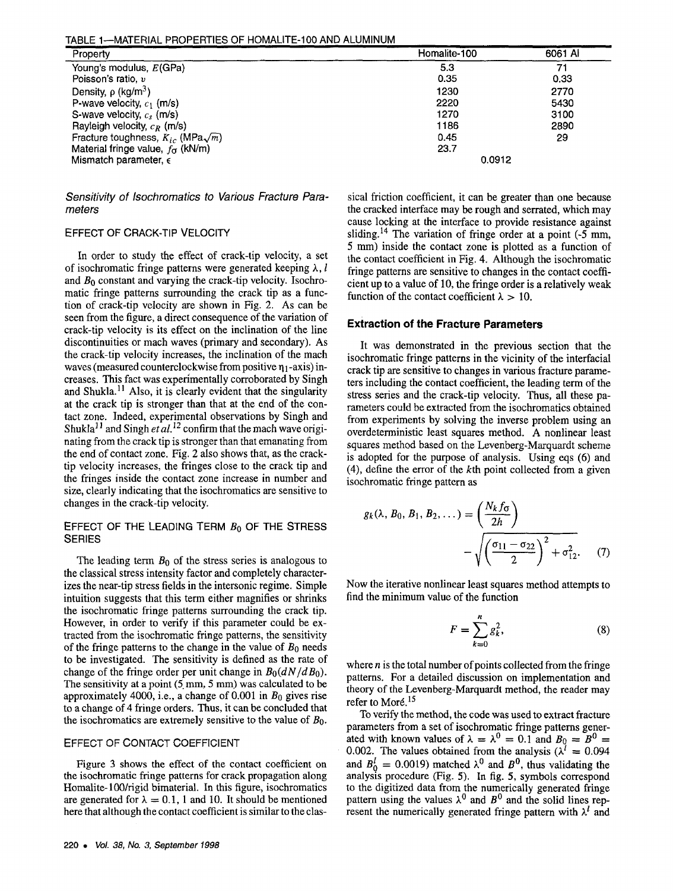TABLE 1—MATERIAL PROPERTIES OF HOMALITE-100 AND ALUMINUM

| Property | Homalite-100 | 6061 Al |
|---|---|---|
| Young's modulus, $E$(GPa) | 5.3 | 71 |
| Poisson's ratio, $\upsilon$ | 0.35 | 0.33 |
| Density, $\rho$ (kg/m$^3$) | 1230 | 2770 |
| P-wave velocity, $c_l$ (m/s) | 2220 | 5430 |
| S-wave velocity, $c_s$ (m/s) | 1270 | 3100 |
| Rayleigh velocity, $c_R$ (m/s) | 1186 | 2890 |
| Fracture toughness, $K_{Ic}$ (MPa$\sqrt{m}$) | 0.45 | 29 |
| Material fringe value, $f_\sigma$ (kN/m) | 23.7 | |
| Mismatch parameter, $\epsilon$ | 0.0912 | |

*Sensitivity of Isochromatics to Various Fracture Parameters*

### EFFECT OF CRACK-TIP VELOCITY

In order to study the effect of crack-tip velocity, a set of isochromatic fringe patterns were generated keeping $\lambda$, $l$ and $B_0$ constant and varying the crack-tip velocity. Isochromatic fringe patterns surrounding the crack tip as a function of crack-tip velocity are shown in Fig. 2. As can be seen from the figure, a direct consequence of the variation of crack-tip velocity is its effect on the inclination of the line discontinuities or mach waves (primary and secondary). As the crack-tip velocity increases, the inclination of the mach waves (measured counterclockwise from positive $\eta_1$-axis) increases. This fact was experimentally corroborated by Singh and Shukla.[11] Also, it is clearly evident that the singularity at the crack tip is stronger than that at the end of the contact zone. Indeed, experimental observations by Singh and Shukla[11] and Singh *et al.*[12] confirm that the mach wave originating from the crack tip is stronger than that emanating from the end of contact zone. Fig. 2 also shows that, as the crack-tip velocity increases, the fringes close to the crack tip and the fringes inside the contact zone increase in number and size, clearly indicating that the isochromatics are sensitive to changes in the crack-tip velocity.

### EFFECT OF THE LEADING TERM $B_0$ OF THE STRESS SERIES

The leading term $B_0$ of the stress series is analogous to the classical stress intensity factor and completely characterizes the near-tip stress fields in the intersonic regime. Simple intuition suggests that this term either magnifies or shrinks the isochromatic fringe patterns surrounding the crack tip. However, in order to verify if this parameter could be extracted from the isochromatic fringe patterns, the sensitivity of the fringe patterns to the change in the value of $B_0$ needs to be investigated. The sensitivity is defined as the rate of change of the fringe order per unit change in $B_0(dN/dB_0)$. The sensitivity at a point (5 mm, 5 mm) was calculated to be approximately 4000, i.e., a change of 0.001 in $B_0$ gives rise to a change of 4 fringe orders. Thus, it can be concluded that the isochromatics are extremely sensitive to the value of $B_0$.

### EFFECT OF CONTACT COEFFICIENT

Figure 3 shows the effect of the contact coefficient on the isochromatic fringe patterns for crack propagation along Homalite-100/rigid bimaterial. In this figure, isochromatics are generated for $\lambda = 0.1$, 1 and 10. It should be mentioned here that although the contact coefficient is similar to the classical friction coefficient, it can be greater than one because the cracked interface may be rough and serrated, which may cause locking at the interface to provide resistance against sliding.[14] The variation of fringe order at a point (-5 mm, 5 mm) inside the contact zone is plotted as a function of the contact coefficient in Fig. 4. Although the isochromatic fringe patterns are sensitive to changes in the contact coefficient up to a value of 10, the fringe order is a relatively weak function of the contact coefficient $\lambda > 10$.

## Extraction of the Fracture Parameters

It was demonstrated in the previous section that the isochromatic fringe patterns in the vicinity of the interfacial crack tip are sensitive to changes in various fracture parameters including the contact coefficient, the leading term of the stress series and the crack-tip velocity. Thus, all these parameters could be extracted from the isochromatics obtained from experiments by solving the inverse problem using an overdeterministic least squares method. A nonlinear least squares method based on the Levenberg-Marquardt scheme is adopted for the purpose of analysis. Using eqs (6) and (4), define the error of the $k$th point collected from a given isochromatic fringe pattern as

$$g_k(\lambda, B_0, B_1, B_2, \ldots) = \left(\frac{N_k f_\sigma}{2h}\right) - \sqrt{\left(\frac{\sigma_{11} - \sigma_{22}}{2}\right)^2 + \sigma_{12}^2}. \quad (7)$$

Now the iterative nonlinear least squares method attempts to find the minimum value of the function

$$F = \sum_{k=0}^{n} g_k^2, \quad (8)$$

where $n$ is the total number of points collected from the fringe patterns. For a detailed discussion on implementation and theory of the Levenberg-Marquardt method, the reader may refer to Moré.[15]

To verify the method, the code was used to extract fracture parameters from a set of isochromatic fringe patterns generated with known values of $\lambda = \lambda^0 = 0.1$ and $B_0 = B^0 = 0.002$. The values obtained from the analysis ($\lambda^l = 0.094$ and $B_0^l = 0.0019$) matched $\lambda^0$ and $B^0$, thus validating the analysis procedure (Fig. 5). In fig. 5, symbols correspond to the digitized data from the numerically generated fringe pattern using the values $\lambda^0$ and $B^0$ and the solid lines represent the numerically generated fringe pattern with $\lambda^l$ and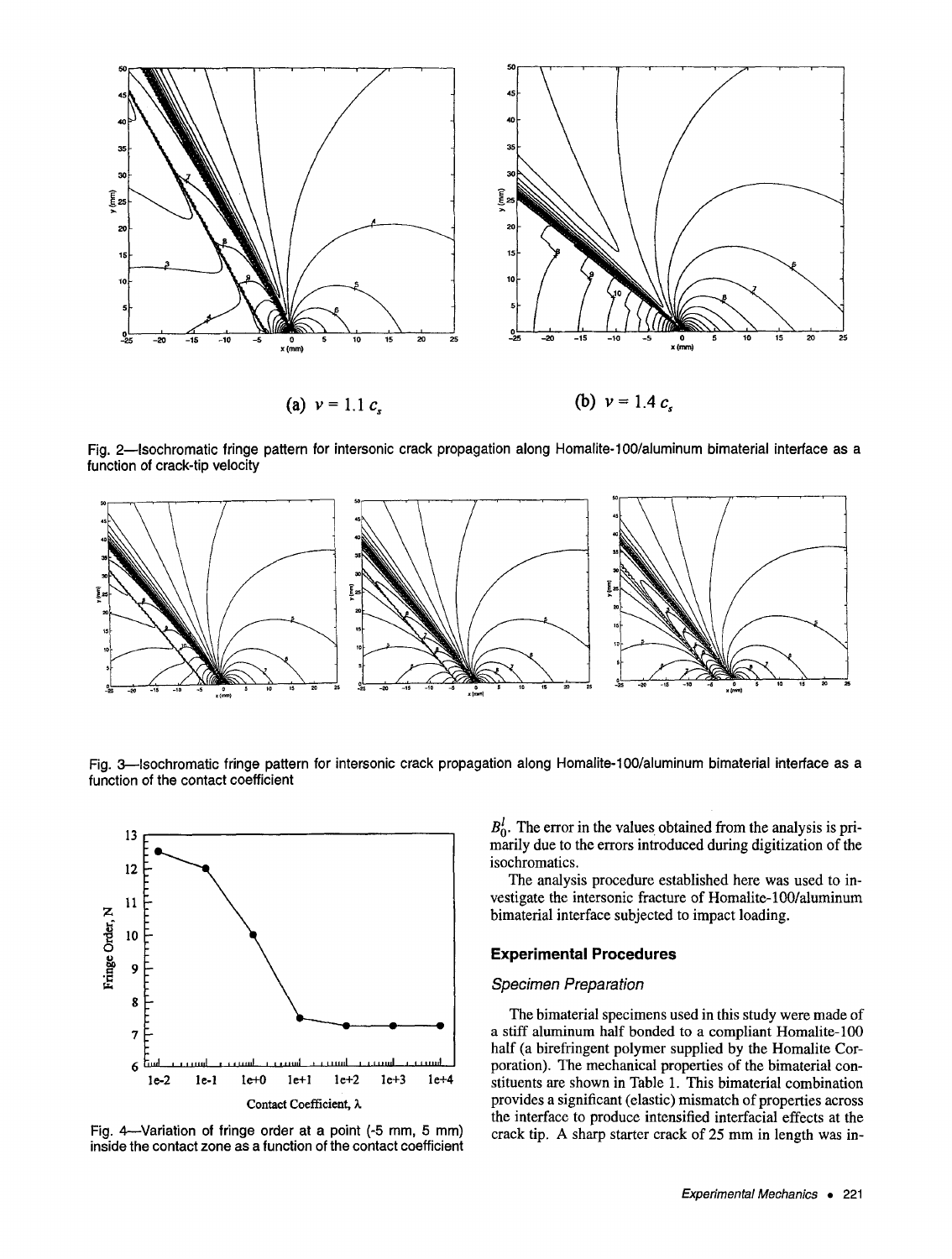(a) $v = 1.1\, c_s$

(b) $v = 1.4\, c_s$

Fig. 2—Isochromatic fringe pattern for intersonic crack propagation along Homalite-100/aluminum bimaterial interface as a function of crack-tip velocity

Fig. 3—Isochromatic fringe pattern for intersonic crack propagation along Homalite-100/aluminum bimaterial interface as a function of the contact coefficient

Fig. 4—Variation of fringe order at a point (-5 mm, 5 mm) inside the contact zone as a function of the contact coefficient

$B_0^l$. The error in the values obtained from the analysis is primarily due to the errors introduced during digitization of the isochromatics.

The analysis procedure established here was used to investigate the intersonic fracture of Homalite-100/aluminum bimaterial interface subjected to impact loading.

## Experimental Procedures

### Specimen Preparation

The bimaterial specimens used in this study were made of a stiff aluminum half bonded to a compliant Homalite-100 half (a birefringent polymer supplied by the Homalite Corporation). The mechanical properties of the bimaterial constituents are shown in Table 1. This bimaterial combination provides a significant (elastic) mismatch of properties across the interface to produce intensified interfacial effects at the crack tip. A sharp starter crack of 25 mm in length was in-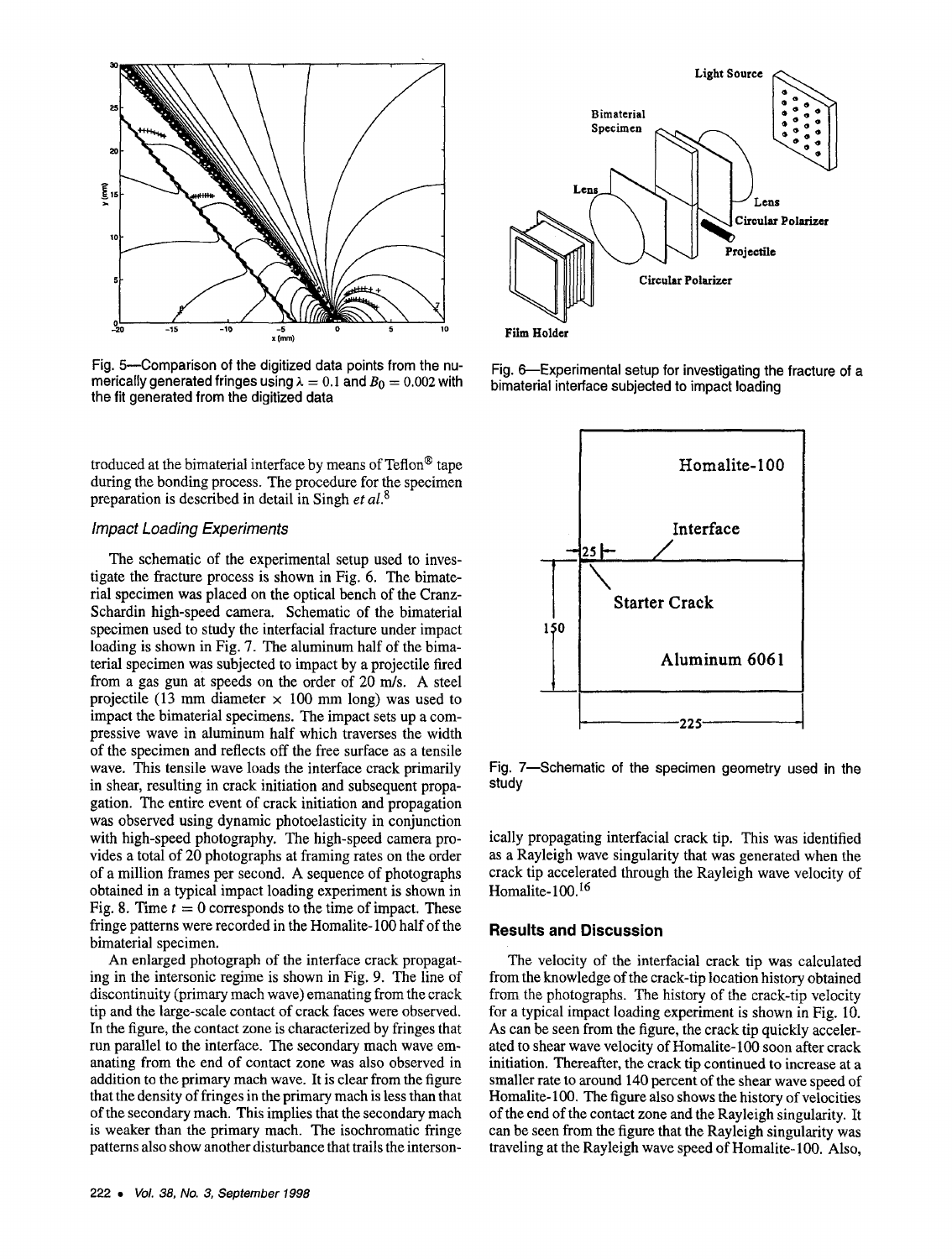Fig. 5—Comparison of the digitized data points from the numerically generated fringes using $\lambda = 0.1$ and $B_0 = 0.002$ with the fit generated from the digitized data

Fig. 6—Experimental setup for investigating the fracture of a bimaterial interface subjected to impact loading

troduced at the bimaterial interface by means of Teflon® tape during the bonding process. The procedure for the specimen preparation is described in detail in Singh *et al.*[8]

### *Impact Loading Experiments*

The schematic of the experimental setup used to investigate the fracture process is shown in Fig. 6. The bimaterial specimen was placed on the optical bench of the Cranz-Schardin high-speed camera. Schematic of the bimaterial specimen used to study the interfacial fracture under impact loading is shown in Fig. 7. The aluminum half of the bimaterial specimen was subjected to impact by a projectile fired from a gas gun at speeds on the order of 20 m/s. A steel projectile (13 mm diameter × 100 mm long) was used to impact the bimaterial specimens. The impact sets up a compressive wave in aluminum half which traverses the width of the specimen and reflects off the free surface as a tensile wave. This tensile wave loads the interface crack primarily in shear, resulting in crack initiation and subsequent propagation. The entire event of crack initiation and propagation was observed using dynamic photoelasticity in conjunction with high-speed photography. The high-speed camera provides a total of 20 photographs at framing rates on the order of a million frames per second. A sequence of photographs obtained in a typical impact loading experiment is shown in Fig. 8. Time $t = 0$ corresponds to the time of impact. These fringe patterns were recorded in the Homalite-100 half of the bimaterial specimen.

An enlarged photograph of the interface crack propagating in the intersonic regime is shown in Fig. 9. The line of discontinuity (primary mach wave) emanating from the crack tip and the large-scale contact of crack faces were observed. In the figure, the contact zone is characterized by fringes that run parallel to the interface. The secondary mach wave emanating from the end of contact zone was also observed in addition to the primary mach wave. It is clear from the figure that the density of fringes in the primary mach is less than that of the secondary mach. This implies that the secondary mach is weaker than the primary mach. The isochromatic fringe patterns also show another disturbance that trails the intersonically propagating interfacial crack tip. This was identified as a Rayleigh wave singularity that was generated when the crack tip accelerated through the Rayleigh wave velocity of Homalite-100.[16]

Fig. 7—Schematic of the specimen geometry used in the study

## Results and Discussion

The velocity of the interfacial crack tip was calculated from the knowledge of the crack-tip location history obtained from the photographs. The history of the crack-tip velocity for a typical impact loading experiment is shown in Fig. 10. As can be seen from the figure, the crack tip quickly accelerated to shear wave velocity of Homalite-100 soon after crack initiation. Thereafter, the crack tip continued to increase at a smaller rate to around 140 percent of the shear wave speed of Homalite-100. The figure also shows the history of velocities of the end of the contact zone and the Rayleigh singularity. It can be seen from the figure that the Rayleigh singularity was traveling at the Rayleigh wave speed of Homalite-100. Also,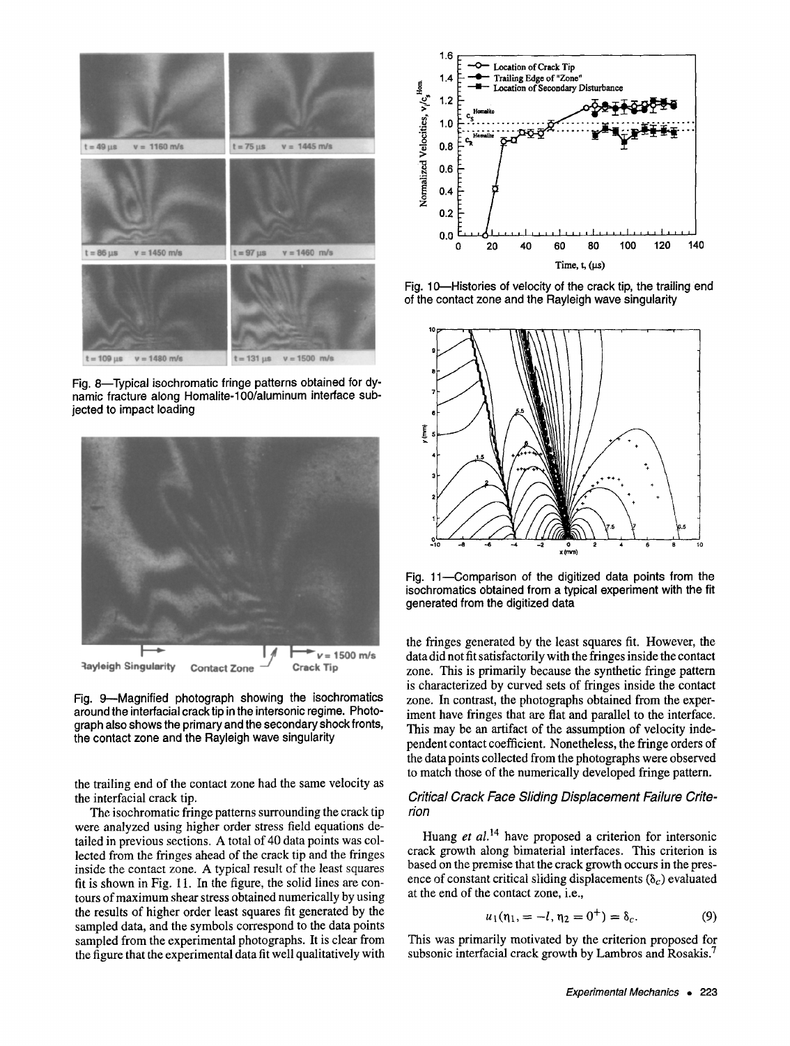Fig. 8—Typical isochromatic fringe patterns obtained for dynamic fracture along Homalite-100/aluminum interface subjected to impact loading

Fig. 9—Magnified photograph showing the isochromatics around the interfacial crack tip in the intersonic regime. Photograph also shows the primary and the secondary shock fronts, the contact zone and the Rayleigh wave singularity

the trailing end of the contact zone had the same velocity as the interfacial crack tip.

The isochromatic fringe patterns surrounding the crack tip were analyzed using higher order stress field equations detailed in previous sections. A total of 40 data points was collected from the fringes ahead of the crack tip and the fringes inside the contact zone. A typical result of the least squares fit is shown in Fig. 11. In the figure, the solid lines are contours of maximum shear stress obtained numerically by using the results of higher order least squares fit generated by the sampled data, and the symbols correspond to the data points sampled from the experimental photographs. It is clear from the figure that the experimental data fit well qualitatively with the fringes generated by the least squares fit. However, the data did not fit satisfactorily with the fringes inside the contact zone. This is primarily because the synthetic fringe pattern is characterized by curved sets of fringes inside the contact zone. In contrast, the photographs obtained from the experiment have fringes that are flat and parallel to the interface. This may be an artifact of the assumption of velocity independent contact coefficient. Nonetheless, the fringe orders of the data points collected from the photographs were observed to match those of the numerically developed fringe pattern.

Fig. 10—Histories of velocity of the crack tip, the trailing end of the contact zone and the Rayleigh wave singularity

Fig. 11—Comparison of the digitized data points from the isochromatics obtained from a typical experiment with the fit generated from the digitized data

### Critical Crack Face Sliding Displacement Failure Criterion

Huang *et al.*[14] have proposed a criterion for intersonic crack growth along bimaterial interfaces. This criterion is based on the premise that the crack growth occurs in the presence of constant critical sliding displacements ($\delta_c$) evaluated at the end of the contact zone, i.e.,

$$u_1(\eta_1, = -l, \eta_2 = 0^+) = \delta_c. \tag{9}$$

This was primarily motivated by the criterion proposed for subsonic interfacial crack growth by Lambros and Rosakis.[7]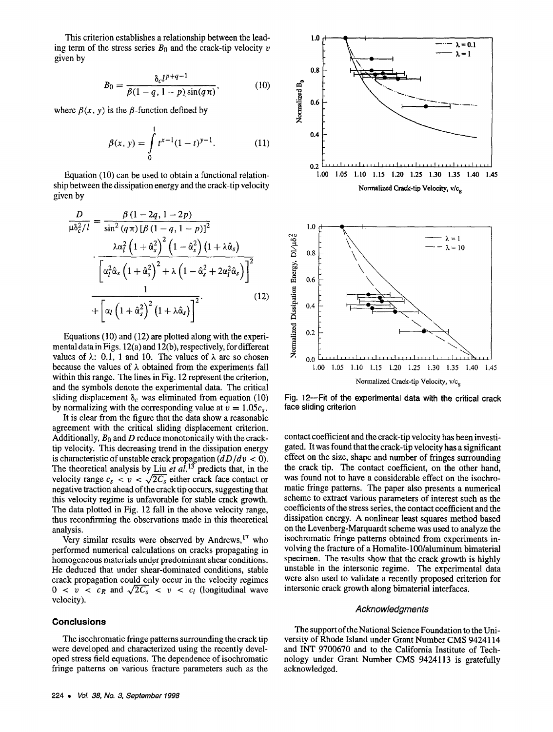This criterion establishes a relationship between the leading term of the stress series $B_0$ and the crack-tip velocity $v$ given by

$$B_0 = \frac{\delta_c l^{p+q-1}}{\beta(1-q, 1-p)\sin(q\pi)}, \tag{10}$$

where $\beta(x, y)$ is the $\beta$-function defined by

$$\beta(x, y) = \int_0^1 t^{x-1}(1-t)^{y-1}. \tag{11}$$

Equation (10) can be used to obtain a functional relationship between the dissipation energy and the crack-tip velocity given by

$$\frac{D}{\mu\delta_c^2/l} = \frac{\beta(1-2q, 1-2p)}{\sin^2(q\pi)\left[\beta(1-q, 1-p)\right]^2} \cdot \frac{\lambda\alpha_l^2\left(1+\hat{\alpha}_s^2\right)^2\left(1-\hat{\alpha}_s^2\right)\left(1+\lambda\hat{\alpha}_s\right)}{\left[\alpha_l^2\hat{\alpha}_s\left(1+\hat{\alpha}_s^2\right)^2+\lambda\left(1-\hat{\alpha}_s^2+2\alpha_l^2\hat{\alpha}_s\right)\right]^2 + \left[\alpha_l\left(1+\hat{\alpha}_s^2\right)^2\left(1+\lambda\hat{\alpha}_s\right)\right]^2}. \tag{12}$$

Equations (10) and (12) are plotted along with the experimental data in Figs. 12(a) and 12(b), respectively, for different values of $\lambda$: 0.1, 1 and 10. The values of $\lambda$ are so chosen because the values of $\lambda$ obtained from the experiments fall within this range. The lines in Fig. 12 represent the criterion, and the symbols denote the experimental data. The critical sliding displacement $\delta_c$ was eliminated from equation (10) by normalizing with the corresponding value at $v = 1.05c_s$.

It is clear from the figure that the data show a reasonable agreement with the critical sliding displacement criterion. Additionally, $B_0$ and $D$ reduce monotonically with the crack-tip velocity. This decreasing trend in the dissipation energy is characteristic of unstable crack propagation ($dD/dv < 0$). The theoretical analysis by Liu *et al.*[13] predicts that, in the velocity range $c_s < v < \sqrt{2C_s}$ either crack face contact or negative traction ahead of the crack tip occurs, suggesting that this velocity regime is unfavorable for stable crack growth. The data plotted in Fig. 12 fall in the above velocity range, thus reconfirming the observations made in this theoretical analysis.

Very similar results were observed by Andrews,[17] who performed numerical calculations on cracks propagating in homogeneous materials under predominant shear conditions. He deduced that under shear-dominated conditions, stable crack propagation could only occur in the velocity regimes $0 < v < c_R$ and $\sqrt{2C_s} < v < c_l$ (longitudinal wave velocity).

Fig. 12—Fit of the experimental data with the critical crack face sliding criterion

## Conclusions

The isochromatic fringe patterns surrounding the crack tip were developed and characterized using the recently developed stress field equations. The dependence of isochromatic fringe patterns on various fracture parameters such as the contact coefficient and the crack-tip velocity has been investigated. It was found that the crack-tip velocity has a significant effect on the size, shape and number of fringes surrounding the crack tip. The contact coefficient, on the other hand, was found not to have a considerable effect on the isochromatic fringe patterns. The paper also presents a numerical scheme to extract various parameters of interest such as the coefficients of the stress series, the contact coefficient and the dissipation energy. A nonlinear least squares method based on the Levenberg-Marquardt scheme was used to analyze the isochromatic fringe patterns obtained from experiments involving the fracture of a Homalite-100/aluminum bimaterial specimen. The results show that the crack growth is highly unstable in the intersonic regime. The experimental data were also used to validate a recently proposed criterion for intersonic crack growth along bimaterial interfaces.

### Acknowledgments

The support of the National Science Foundation to the University of Rhode Island under Grant Number CMS 9424114 and INT 9700670 and to the California Institute of Technology under Grant Number CMS 9424113 is gratefully acknowledged.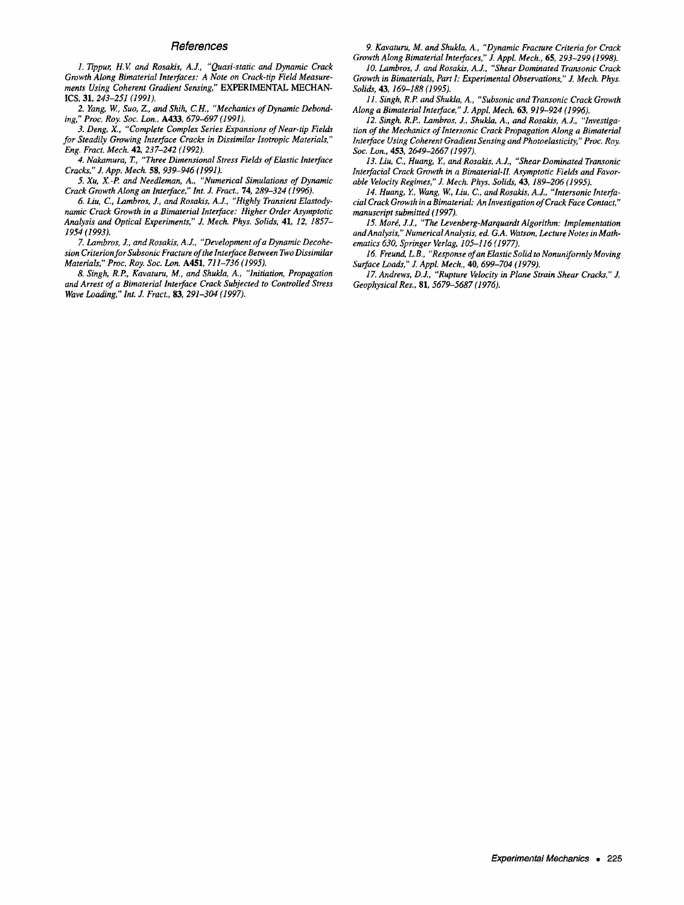## References

1. Tippur, H.V. and Rosakis, A.J., "Quasi-static and Dynamic Crack Growth Along Bimaterial Interfaces: A Note on Crack-tip Field Measurements Using Coherent Gradient Sensing," EXPERIMENTAL MECHANICS, **31**, 243–251 (1991).

2. Yang, W., Suo, Z., and Shih, C.H., "Mechanics of Dynamic Debonding," Proc. Roy. Soc. Lon., **A433**, 679–697 (1991).

3. Deng, X., "Complete Complex Series Expansions of Near-tip Fields for Steadily Growing Interface Cracks in Dissimilar Isotropic Materials," Eng. Fract. Mech. **42**, 237–242 (1992).

4. Nakamura, T., "Three Dimensional Stress Fields of Elastic Interface Cracks," J. App. Mech. **58**, 939–946 (1991).

5. Xu, X.-P. and Needleman, A., "Numerical Simulations of Dynamic Crack Growth Along an Interface," Int. J. Fract., **74**, 289–324 (1996).

6. Liu, C., Lambros, J., and Rosakis, A.J., "Highly Transient Elastodynamic Crack Growth in a Bimaterial Interface: Higher Order Asymptotic Analysis and Optical Experiments," J. Mech. Phys. Solids, **41**, 12, 1857–1954 (1993).

7. Lambros, J., and Rosakis, A.J., "Development of a Dynamic Decohesion Criterion for Subsonic Fracture of the Interface Between Two Dissimilar Materials," Proc. Roy. Soc. Lon. **A451**, 711–736 (1995).

8. Singh, R.P., Kavaturu, M., and Shukla, A., "Initiation, Propagation and Arrest of a Bimaterial Interface Crack Subjected to Controlled Stress Wave Loading," Int. J. Fract., **83**, 291–304 (1997).

9. Kavaturu, M. and Shukla, A., "Dynamic Fracture Criteria for Crack Growth Along Bimaterial Interfaces," J. Appl. Mech., **65**, 293–299 (1998).

10. Lambros, J. and Rosakis, A.J., "Shear Dominated Transonic Crack Growth in Bimaterials, Part I: Experimental Observations," J. Mech. Phys. Solids, **43**, 169–188 (1995).

11. Singh, R.P. and Shukla, A., "Subsonic and Transonic Crack Growth Along a Bimaterial Interface," J. Appl. Mech. **63**, 919–924 (1996).

12. Singh, R.P., Lambros, J., Shukla, A., and Rosakis, A.J., "Investigation of the Mechanics of Intersonic Crack Propagation Along a Bimaterial Interface Using Coherent Gradient Sensing and Photoelasticity," Proc. Roy. Soc. Lon., **453**, 2649–2667 (1997).

13. Liu, C., Huang, Y., and Rosakis, A.J., "Shear Dominated Transonic Interfacial Crack Growth in a Bimaterial-II. Asymptotic Fields and Favorable Velocity Regimes," J. Mech. Phys. Solids, **43**, 189–206 (1995).

14. Huang, Y., Wang, W., Liu, C., and Rosakis, A.J., "Intersonic Interfacial Crack Growth in a Bimaterial: An Investigation of Crack Face Contact," manuscript submitted (1997).

15. Moré, J.J., "The Levenberg-Marquardt Algorithm: Implementation and Analysis," Numerical Analysis, ed. G.A. Watson, Lecture Notes in Mathematics 630, Springer Verlag, 105–116 (1977).

16. Freund, L.B., "Response of an Elastic Solid to Nonuniformly Moving Surface Loads," J. Appl. Mech., **40**, 699–704 (1979).

17. Andrews, D.J., "Rupture Velocity in Plane Strain Shear Cracks," J. Geophysical Res., **81**, 5679–5687 (1976).